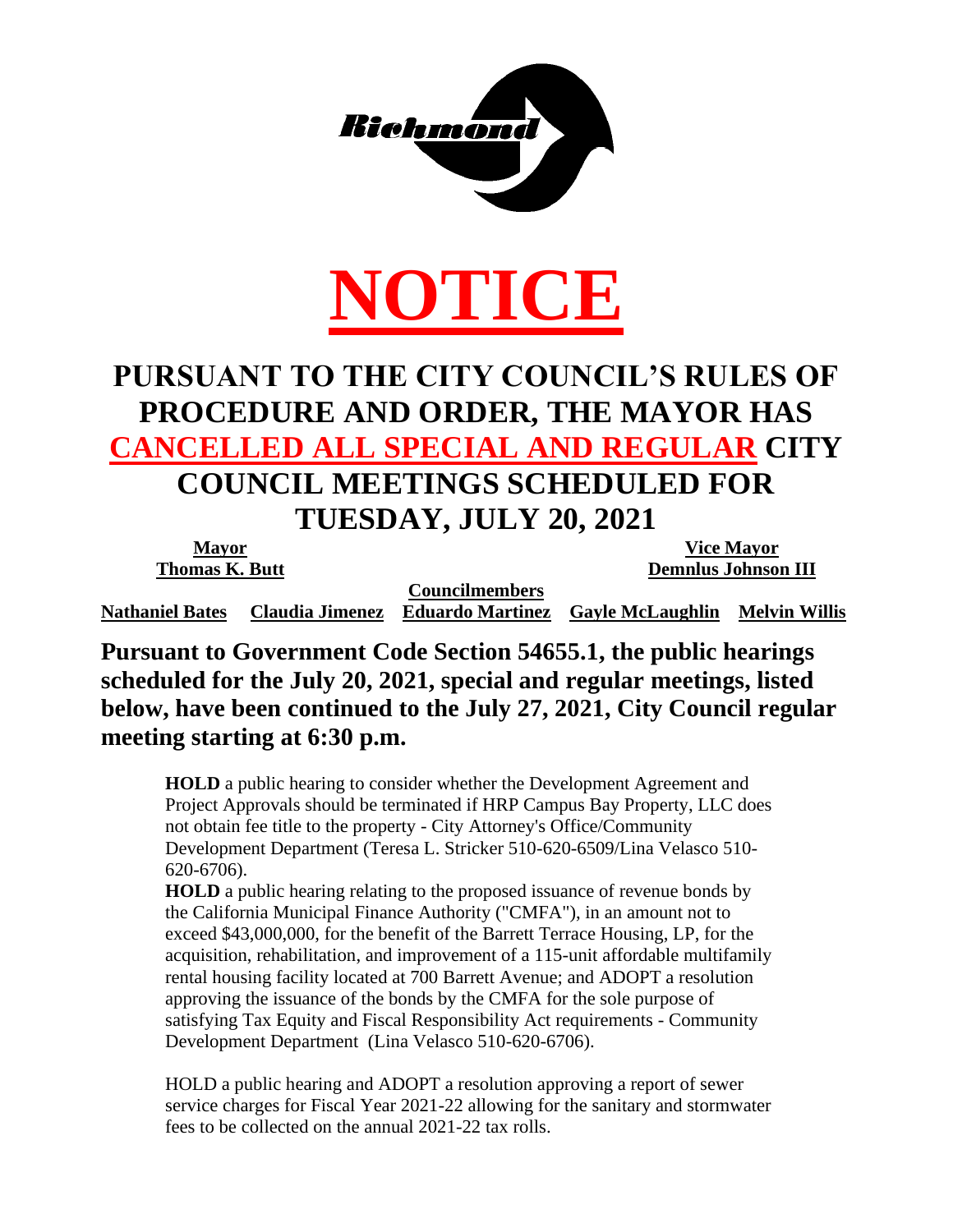Richmond

# NOTICE

## PURSUANT TO THE CITY COUNCIL'S RULES OF PROCEDURE AND ORDER, THE MAYOR HAS CANCELLED ALL SPECIAL AND REGULAR CITY COUNCIL MEETINGS SCHEDULED FOR TUESDAY, JULY 20, 2021

**Mayor**
**Thomas K. Butt**

**Vice Mayor**
**Demnlus Johnson III**

**Councilmembers**
**Nathaniel Bates** **Claudia Jimenez** **Eduardo Martinez** **Gayle McLaughlin** **Melvin Willis**

### Pursuant to Government Code Section 54655.1, the public hearings scheduled for the July 20, 2021, special and regular meetings, listed below, have been continued to the July 27, 2021, City Council regular meeting starting at 6:30 p.m.

**HOLD** a public hearing to consider whether the Development Agreement and Project Approvals should be terminated if HRP Campus Bay Property, LLC does not obtain fee title to the property - City Attorney's Office/Community Development Department (Teresa L. Stricker 510-620-6509/Lina Velasco 510-620-6706).

**HOLD** a public hearing relating to the proposed issuance of revenue bonds by the California Municipal Finance Authority ("CMFA"), in an amount not to exceed $43,000,000, for the benefit of the Barrett Terrace Housing, LP, for the acquisition, rehabilitation, and improvement of a 115-unit affordable multifamily rental housing facility located at 700 Barrett Avenue; and ADOPT a resolution approving the issuance of the bonds by the CMFA for the sole purpose of satisfying Tax Equity and Fiscal Responsibility Act requirements - Community Development Department (Lina Velasco 510-620-6706).

HOLD a public hearing and ADOPT a resolution approving a report of sewer service charges for Fiscal Year 2021-22 allowing for the sanitary and stormwater fees to be collected on the annual 2021-22 tax rolls.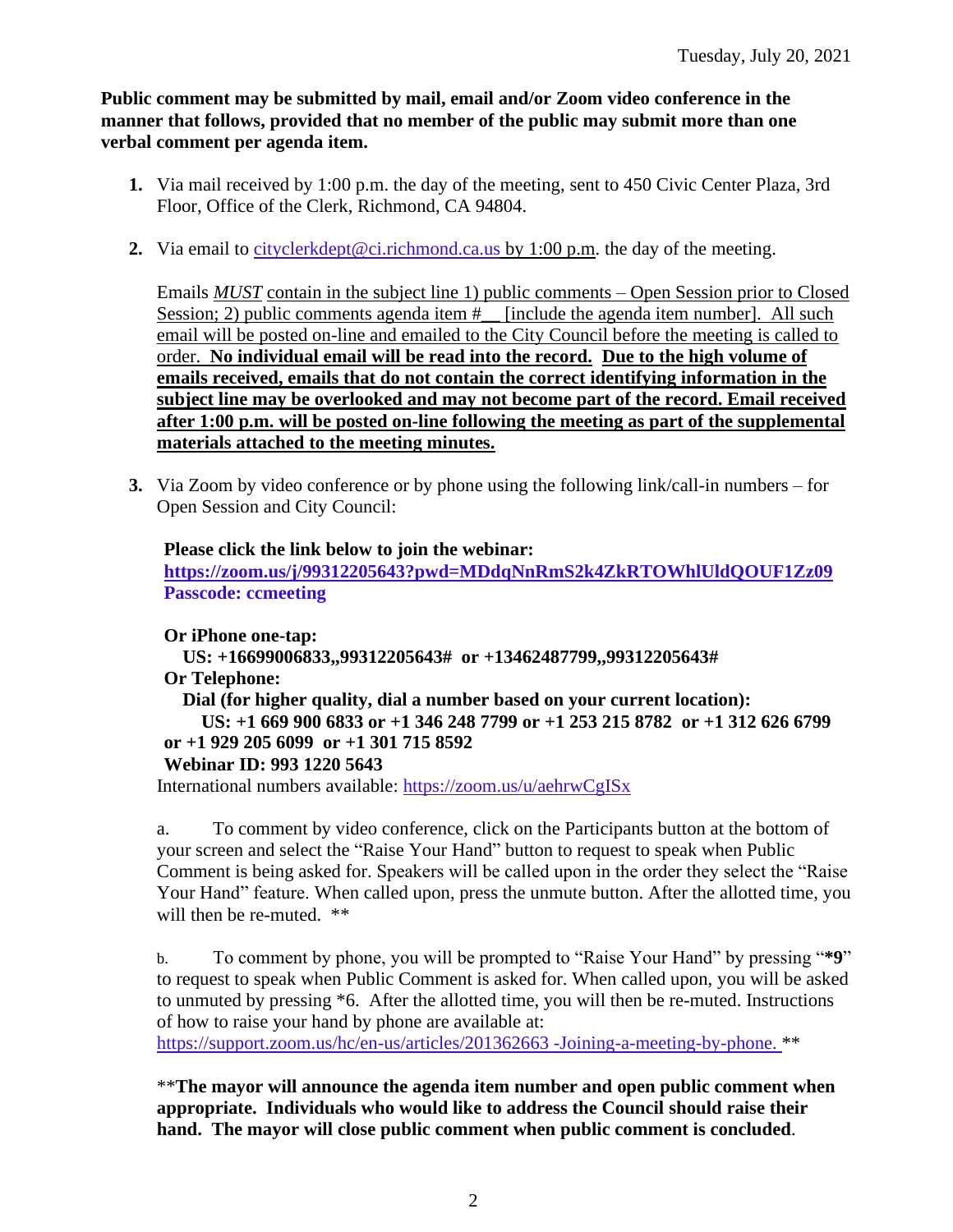Tuesday, July 20, 2021

**Public comment may be submitted by mail, email and/or Zoom video conference in the manner that follows, provided that no member of the public may submit more than one verbal comment per agenda item.**

1. Via mail received by 1:00 p.m. the day of the meeting, sent to 450 Civic Center Plaza, 3rd Floor, Office of the Clerk, Richmond, CA 94804.

2. Via email to cityclerkdept@ci.richmond.ca.us by 1:00 p.m. the day of the meeting.

   Emails *MUST* contain in the subject line 1) public comments – Open Session prior to Closed Session; 2) public comments agenda item #__ [include the agenda item number]. All such email will be posted on-line and emailed to the City Council before the meeting is called to order. **No individual email will be read into the record. Due to the high volume of emails received, emails that do not contain the correct identifying information in the subject line may be overlooked and may not become part of the record. Email received after 1:00 p.m. will be posted on-line following the meeting as part of the supplemental materials attached to the meeting minutes.**

3. Via Zoom by video conference or by phone using the following link/call-in numbers – for Open Session and City Council:

   **Please click the link below to join the webinar:**
   **https://zoom.us/j/99312205643?pwd=MDdqNnRmS2k4ZkRTOWhlUldQOUF1Zz09**
   **Passcode: ccmeeting**

   **Or iPhone one-tap:**
   **US: +16699006833,,99312205643# or +13462487799,,99312205643#**
   **Or Telephone:**
   **Dial (for higher quality, dial a number based on your current location):**
   **US: +1 669 900 6833 or +1 346 248 7799 or +1 253 215 8782 or +1 312 626 6799 or +1 929 205 6099 or +1 301 715 8592**
   **Webinar ID: 993 1220 5643**
   International numbers available: https://zoom.us/u/aehrwCgISx

   a. To comment by video conference, click on the Participants button at the bottom of your screen and select the "Raise Your Hand" button to request to speak when Public Comment is being asked for. Speakers will be called upon in the order they select the "Raise Your Hand" feature. When called upon, press the unmute button. After the allotted time, you will then be re-muted. **

   b. To comment by phone, you will be prompted to "Raise Your Hand" by pressing "***9**" to request to speak when Public Comment is asked for. When called upon, you will be asked to unmuted by pressing *6. After the allotted time, you will then be re-muted. Instructions of how to raise your hand by phone are available at: https://support.zoom.us/hc/en-us/articles/201362663 -Joining-a-meeting-by-phone. **

   ****The mayor will announce the agenda item number and open public comment when appropriate. Individuals who would like to address the Council should raise their hand. The mayor will close public comment when public comment is concluded**.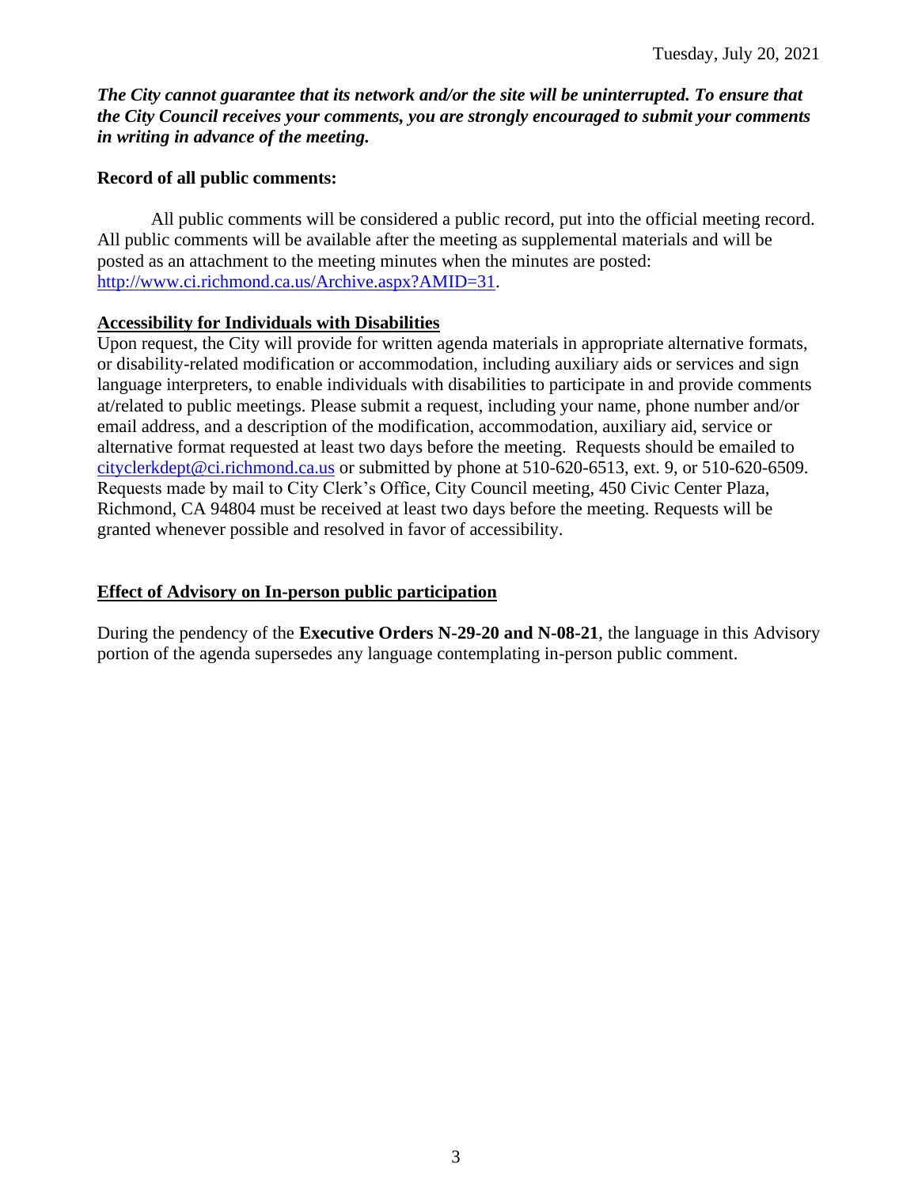***The City cannot guarantee that its network and/or the site will be uninterrupted. To ensure that the City Council receives your comments, you are strongly encouraged to submit your comments in writing in advance of the meeting.***

**Record of all public comments:**

All public comments will be considered a public record, put into the official meeting record. All public comments will be available after the meeting as supplemental materials and will be posted as an attachment to the meeting minutes when the minutes are posted: http://www.ci.richmond.ca.us/Archive.aspx?AMID=31.

**Accessibility for Individuals with Disabilities**

Upon request, the City will provide for written agenda materials in appropriate alternative formats, or disability-related modification or accommodation, including auxiliary aids or services and sign language interpreters, to enable individuals with disabilities to participate in and provide comments at/related to public meetings. Please submit a request, including your name, phone number and/or email address, and a description of the modification, accommodation, auxiliary aid, service or alternative format requested at least two days before the meeting. Requests should be emailed to cityclerkdept@ci.richmond.ca.us or submitted by phone at 510-620-6513, ext. 9, or 510-620-6509. Requests made by mail to City Clerk's Office, City Council meeting, 450 Civic Center Plaza, Richmond, CA 94804 must be received at least two days before the meeting. Requests will be granted whenever possible and resolved in favor of accessibility.

**Effect of Advisory on In-person public participation**

During the pendency of the **Executive Orders N-29-20 and N-08-21**, the language in this Advisory portion of the agenda supersedes any language contemplating in-person public comment.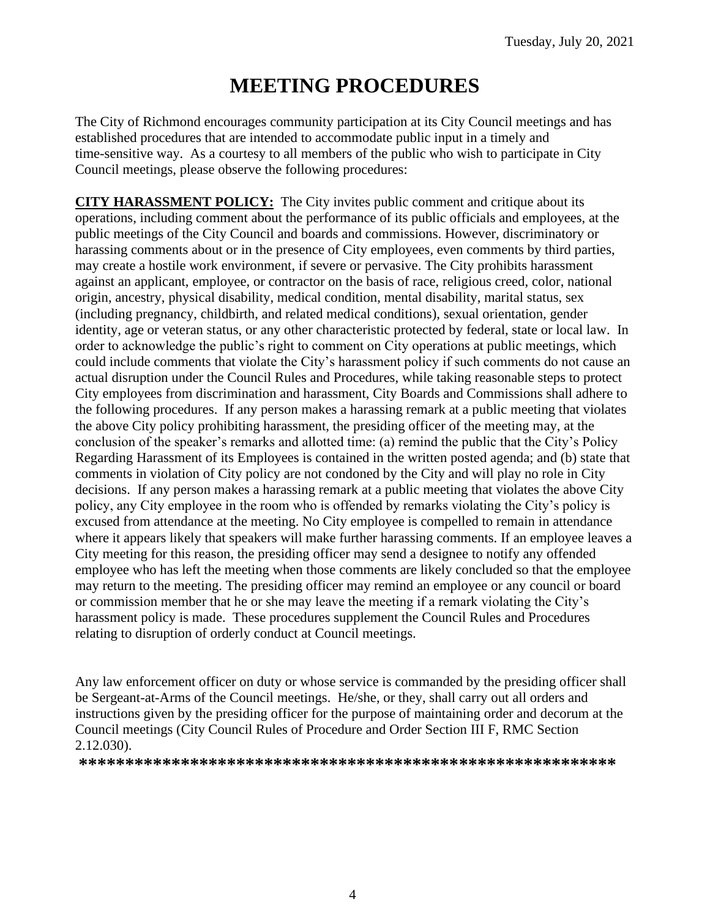# MEETING PROCEDURES

The City of Richmond encourages community participation at its City Council meetings and has established procedures that are intended to accommodate public input in a timely and time-sensitive way. As a courtesy to all members of the public who wish to participate in City Council meetings, please observe the following procedures:

**CITY HARASSMENT POLICY:** The City invites public comment and critique about its operations, including comment about the performance of its public officials and employees, at the public meetings of the City Council and boards and commissions. However, discriminatory or harassing comments about or in the presence of City employees, even comments by third parties, may create a hostile work environment, if severe or pervasive. The City prohibits harassment against an applicant, employee, or contractor on the basis of race, religious creed, color, national origin, ancestry, physical disability, medical condition, mental disability, marital status, sex (including pregnancy, childbirth, and related medical conditions), sexual orientation, gender identity, age or veteran status, or any other characteristic protected by federal, state or local law. In order to acknowledge the public's right to comment on City operations at public meetings, which could include comments that violate the City's harassment policy if such comments do not cause an actual disruption under the Council Rules and Procedures, while taking reasonable steps to protect City employees from discrimination and harassment, City Boards and Commissions shall adhere to the following procedures. If any person makes a harassing remark at a public meeting that violates the above City policy prohibiting harassment, the presiding officer of the meeting may, at the conclusion of the speaker's remarks and allotted time: (a) remind the public that the City's Policy Regarding Harassment of its Employees is contained in the written posted agenda; and (b) state that comments in violation of City policy are not condoned by the City and will play no role in City decisions. If any person makes a harassing remark at a public meeting that violates the above City policy, any City employee in the room who is offended by remarks violating the City's policy is excused from attendance at the meeting. No City employee is compelled to remain in attendance where it appears likely that speakers will make further harassing comments. If an employee leaves a City meeting for this reason, the presiding officer may send a designee to notify any offended employee who has left the meeting when those comments are likely concluded so that the employee may return to the meeting. The presiding officer may remind an employee or any council or board or commission member that he or she may leave the meeting if a remark violating the City's harassment policy is made. These procedures supplement the Council Rules and Procedures relating to disruption of orderly conduct at Council meetings.

Any law enforcement officer on duty or whose service is commanded by the presiding officer shall be Sergeant-at-Arms of the Council meetings. He/she, or they, shall carry out all orders and instructions given by the presiding officer for the purpose of maintaining order and decorum at the Council meetings (City Council Rules of Procedure and Order Section III F, RMC Section 2.12.030).

**\*\*\*\*\*\*\*\*\*\*\*\*\*\*\*\*\*\*\*\*\*\*\*\*\*\*\*\*\*\*\*\*\*\*\*\*\*\*\*\*\*\*\*\*\*\*\*\*\*\*\*\*\*\*\*\*\*\***